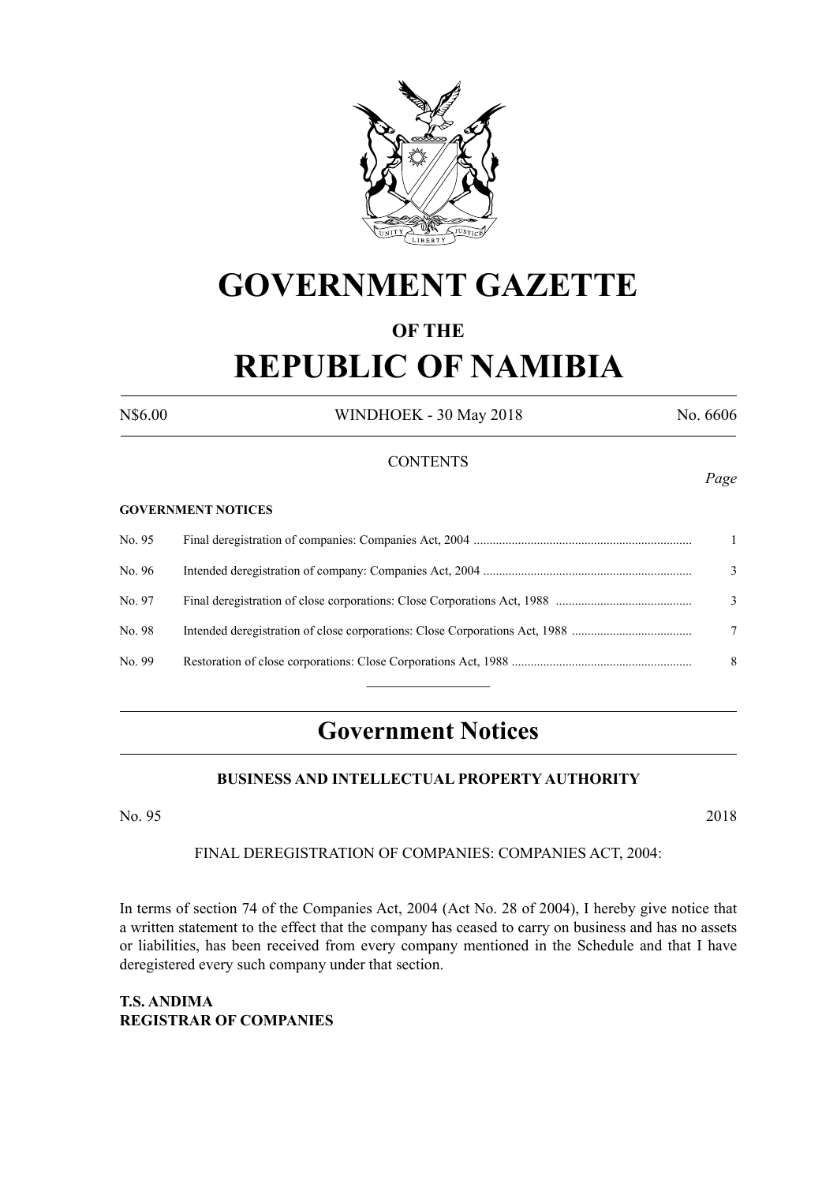# GOVERNMENT GAZETTE

## OF THE

# REPUBLIC OF NAMIBIA

N$6.00 WINDHOEK - 30 May 2018 No. 6606

CONTENTS

*Page*

**GOVERNMENT NOTICES**

| | | |
|---|---|---|
| No. 95 | Final deregistration of companies: Companies Act, 2004 | 1 |
| No. 96 | Intended deregistration of company: Companies Act, 2004 | 3 |
| No. 97 | Final deregistration of close corporations: Close Corporations Act, 1988 | 3 |
| No. 98 | Intended deregistration of close corporations: Close Corporations Act, 1988 | 7 |
| No. 99 | Restoration of close corporations: Close Corporations Act, 1988 | 8 |

## Government Notices

### BUSINESS AND INTELLECTUAL PROPERTY AUTHORITY

No. 95 2018

FINAL DEREGISTRATION OF COMPANIES: COMPANIES ACT, 2004:

In terms of section 74 of the Companies Act, 2004 (Act No. 28 of 2004), I hereby give notice that a written statement to the effect that the company has ceased to carry on business and has no assets or liabilities, has been received from every company mentioned in the Schedule and that I have deregistered every such company under that section.

**T.S. ANDIMA**
**REGISTRAR OF COMPANIES**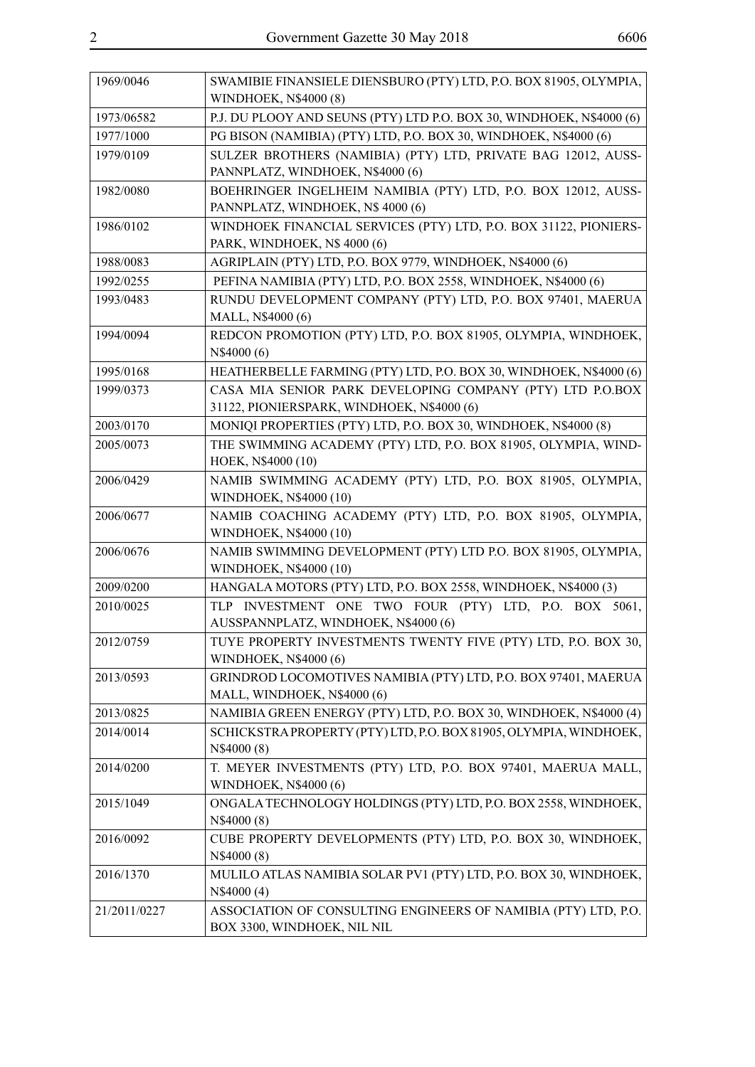| | |
|---|---|
| 1969/0046 | SWAMIBIE FINANSIELE DIENSBURO (PTY) LTD, P.O. BOX 81905, OLYMPIA, WINDHOEK, N$4000 (8) |
| 1973/06582 | P.J. DU PLOOY AND SEUNS (PTY) LTD P.O. BOX 30, WINDHOEK, N$4000 (6) |
| 1977/1000 | PG BISON (NAMIBIA) (PTY) LTD, P.O. BOX 30, WINDHOEK, N$4000 (6) |
| 1979/0109 | SULZER BROTHERS (NAMIBIA) (PTY) LTD, PRIVATE BAG 12012, AUSSPANNPLATZ, WINDHOEK, N$4000 (6) |
| 1982/0080 | BOEHRINGER INGELHEIM NAMIBIA (PTY) LTD, P.O. BOX 12012, AUSSPANNPLATZ, WINDHOEK, N$ 4000 (6) |
| 1986/0102 | WINDHOEK FINANCIAL SERVICES (PTY) LTD, P.O. BOX 31122, PIONIERSPARK, WINDHOEK, N$ 4000 (6) |
| 1988/0083 | AGRIPLAIN (PTY) LTD, P.O. BOX 9779, WINDHOEK, N$4000 (6) |
| 1992/0255 | PEFINA NAMIBIA (PTY) LTD, P.O. BOX 2558, WINDHOEK, N$4000 (6) |
| 1993/0483 | RUNDU DEVELOPMENT COMPANY (PTY) LTD, P.O. BOX 97401, MAERUA MALL, N$4000 (6) |
| 1994/0094 | REDCON PROMOTION (PTY) LTD, P.O. BOX 81905, OLYMPIA, WINDHOEK, N$4000 (6) |
| 1995/0168 | HEATHERBELLE FARMING (PTY) LTD, P.O. BOX 30, WINDHOEK, N$4000 (6) |
| 1999/0373 | CASA MIA SENIOR PARK DEVELOPING COMPANY (PTY) LTD P.O.BOX 31122, PIONIERSPARK, WINDHOEK, N$4000 (6) |
| 2003/0170 | MONIQI PROPERTIES (PTY) LTD, P.O. BOX 30, WINDHOEK, N$4000 (8) |
| 2005/0073 | THE SWIMMING ACADEMY (PTY) LTD, P.O. BOX 81905, OLYMPIA, WINDHOEK, N$4000 (10) |
| 2006/0429 | NAMIB SWIMMING ACADEMY (PTY) LTD, P.O. BOX 81905, OLYMPIA, WINDHOEK, N$4000 (10) |
| 2006/0677 | NAMIB COACHING ACADEMY (PTY) LTD, P.O. BOX 81905, OLYMPIA, WINDHOEK, N$4000 (10) |
| 2006/0676 | NAMIB SWIMMING DEVELOPMENT (PTY) LTD P.O. BOX 81905, OLYMPIA, WINDHOEK, N$4000 (10) |
| 2009/0200 | HANGALA MOTORS (PTY) LTD, P.O. BOX 2558, WINDHOEK, N$4000 (3) |
| 2010/0025 | TLP INVESTMENT ONE TWO FOUR (PTY) LTD, P.O. BOX 5061, AUSSPANNPLATZ, WINDHOEK, N$4000 (6) |
| 2012/0759 | TUYE PROPERTY INVESTMENTS TWENTY FIVE (PTY) LTD, P.O. BOX 30, WINDHOEK, N$4000 (6) |
| 2013/0593 | GRINDROD LOCOMOTIVES NAMIBIA (PTY) LTD, P.O. BOX 97401, MAERUA MALL, WINDHOEK, N$4000 (6) |
| 2013/0825 | NAMIBIA GREEN ENERGY (PTY) LTD, P.O. BOX 30, WINDHOEK, N$4000 (4) |
| 2014/0014 | SCHICKSTRA PROPERTY (PTY) LTD, P.O. BOX 81905, OLYMPIA, WINDHOEK, N$4000 (8) |
| 2014/0200 | T. MEYER INVESTMENTS (PTY) LTD, P.O. BOX 97401, MAERUA MALL, WINDHOEK, N$4000 (6) |
| 2015/1049 | ONGALA TECHNOLOGY HOLDINGS (PTY) LTD, P.O. BOX 2558, WINDHOEK, N$4000 (8) |
| 2016/0092 | CUBE PROPERTY DEVELOPMENTS (PTY) LTD, P.O. BOX 30, WINDHOEK, N$4000 (8) |
| 2016/1370 | MULILO ATLAS NAMIBIA SOLAR PV1 (PTY) LTD, P.O. BOX 30, WINDHOEK, N$4000 (4) |
| 21/2011/0227 | ASSOCIATION OF CONSULTING ENGINEERS OF NAMIBIA (PTY) LTD, P.O. BOX 3300, WINDHOEK, NIL NIL |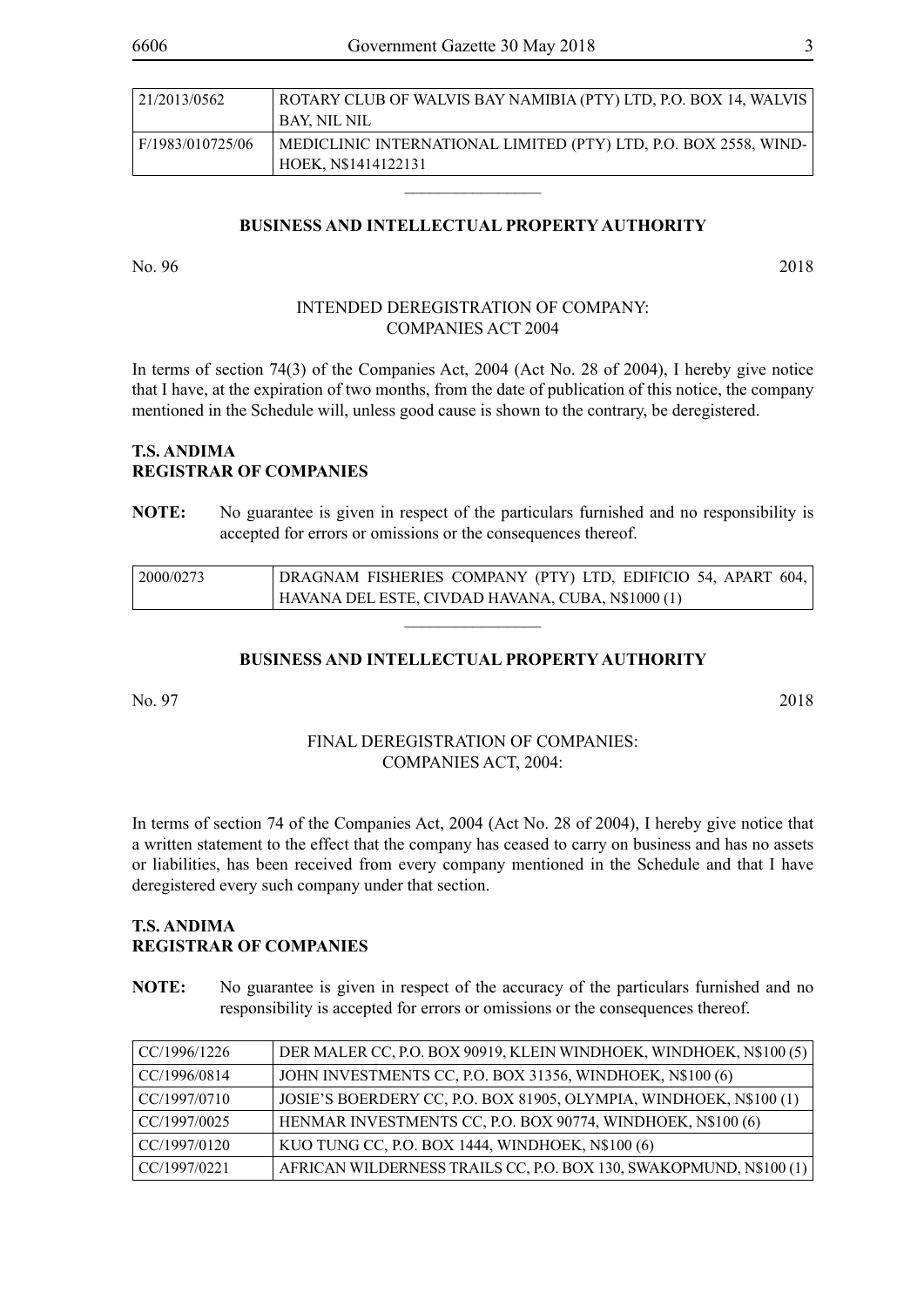| | |
|---|---|
| 21/2013/0562 | ROTARY CLUB OF WALVIS BAY NAMIBIA (PTY) LTD, P.O. BOX 14, WALVIS BAY, NIL NIL |
| F/1983/010725/06 | MEDICLINIC INTERNATIONAL LIMITED (PTY) LTD, P.O. BOX 2558, WIND-HOEK, N$1414122131 |

## BUSINESS AND INTELLECTUAL PROPERTY AUTHORITY

No. 96 2018

### INTENDED DEREGISTRATION OF COMPANY: COMPANIES ACT 2004

In terms of section 74(3) of the Companies Act, 2004 (Act No. 28 of 2004), I hereby give notice that I have, at the expiration of two months, from the date of publication of this notice, the company mentioned in the Schedule will, unless good cause is shown to the contrary, be deregistered.

**T.S. ANDIMA**
**REGISTRAR OF COMPANIES**

**NOTE:** No guarantee is given in respect of the particulars furnished and no responsibility is accepted for errors or omissions or the consequences thereof.

| | |
|---|---|
| 2000/0273 | DRAGNAM FISHERIES COMPANY (PTY) LTD, EDIFICIO 54, APART 604, HAVANA DEL ESTE, CIVDAD HAVANA, CUBA, N$1000 (1) |

## BUSINESS AND INTELLECTUAL PROPERTY AUTHORITY

No. 97 2018

### FINAL DEREGISTRATION OF COMPANIES: COMPANIES ACT, 2004:

In terms of section 74 of the Companies Act, 2004 (Act No. 28 of 2004), I hereby give notice that a written statement to the effect that the company has ceased to carry on business and has no assets or liabilities, has been received from every company mentioned in the Schedule and that I have deregistered every such company under that section.

**T.S. ANDIMA**
**REGISTRAR OF COMPANIES**

**NOTE:** No guarantee is given in respect of the accuracy of the particulars furnished and no responsibility is accepted for errors or omissions or the consequences thereof.

| | |
|---|---|
| CC/1996/1226 | DER MALER CC, P.O. BOX 90919, KLEIN WINDHOEK, WINDHOEK, N$100 (5) |
| CC/1996/0814 | JOHN INVESTMENTS CC, P.O. BOX 31356, WINDHOEK, N$100 (6) |
| CC/1997/0710 | JOSIE'S BOERDERY CC, P.O. BOX 81905, OLYMPIA, WINDHOEK, N$100 (1) |
| CC/1997/0025 | HENMAR INVESTMENTS CC, P.O. BOX 90774, WINDHOEK, N$100 (6) |
| CC/1997/0120 | KUO TUNG CC, P.O. BOX 1444, WINDHOEK, N$100 (6) |
| CC/1997/0221 | AFRICAN WILDERNESS TRAILS CC, P.O. BOX 130, SWAKOPMUND, N$100 (1) |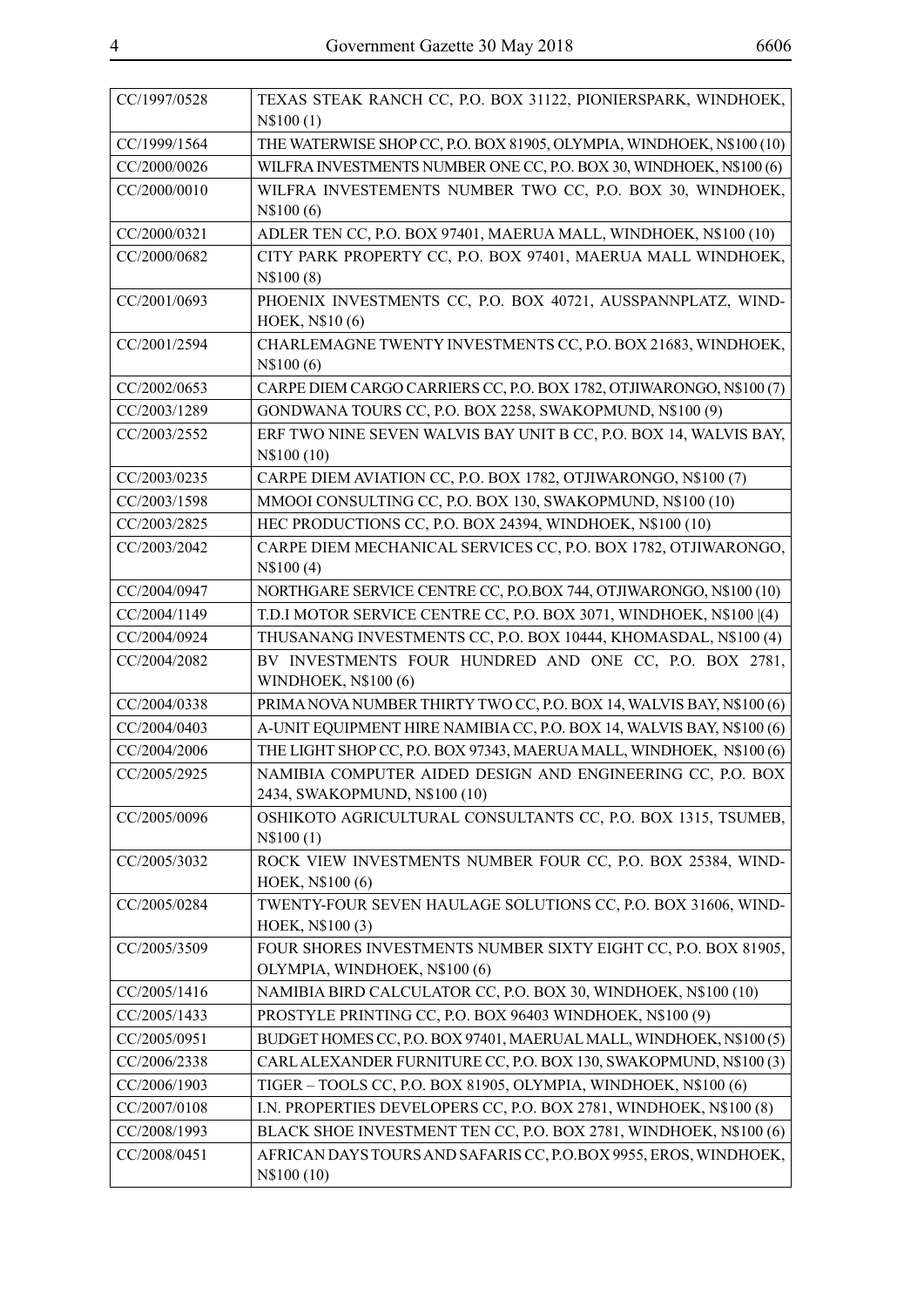| CC/1997/0528 | TEXAS STEAK RANCH CC, P.O. BOX 31122, PIONIERSPARK, WINDHOEK, N$100 (1) |
|---|---|
| CC/1999/1564 | THE WATERWISE SHOP CC, P.O. BOX 81905, OLYMPIA, WINDHOEK, N$100 (10) |
| CC/2000/0026 | WILFRA INVESTMENTS NUMBER ONE CC, P.O. BOX 30, WINDHOEK, N$100 (6) |
| CC/2000/0010 | WILFRA INVESTEMENTS NUMBER TWO CC, P.O. BOX 30, WINDHOEK, N$100 (6) |
| CC/2000/0321 | ADLER TEN CC, P.O. BOX 97401, MAERUA MALL, WINDHOEK, N$100 (10) |
| CC/2000/0682 | CITY PARK PROPERTY CC, P.O. BOX 97401, MAERUA MALL WINDHOEK, N$100 (8) |
| CC/2001/0693 | PHOENIX INVESTMENTS CC, P.O. BOX 40721, AUSSPANNPLATZ, WINDHOEK, N$10 (6) |
| CC/2001/2594 | CHARLEMAGNE TWENTY INVESTMENTS CC, P.O. BOX 21683, WINDHOEK, N$100 (6) |
| CC/2002/0653 | CARPE DIEM CARGO CARRIERS CC, P.O. BOX 1782, OTJIWARONGO, N$100 (7) |
| CC/2003/1289 | GONDWANA TOURS CC, P.O. BOX 2258, SWAKOPMUND, N$100 (9) |
| CC/2003/2552 | ERF TWO NINE SEVEN WALVIS BAY UNIT B CC, P.O. BOX 14, WALVIS BAY, N$100 (10) |
| CC/2003/0235 | CARPE DIEM AVIATION CC, P.O. BOX 1782, OTJIWARONGO, N$100 (7) |
| CC/2003/1598 | MMOOI CONSULTING CC, P.O. BOX 130, SWAKOPMUND, N$100 (10) |
| CC/2003/2825 | HEC PRODUCTIONS CC, P.O. BOX 24394, WINDHOEK, N$100 (10) |
| CC/2003/2042 | CARPE DIEM MECHANICAL SERVICES CC, P.O. BOX 1782, OTJIWARONGO, N$100 (4) |
| CC/2004/0947 | NORTHGARE SERVICE CENTRE CC, P.O.BOX 744, OTJIWARONGO, N$100 (10) |
| CC/2004/1149 | T.D.I MOTOR SERVICE CENTRE CC, P.O. BOX 3071, WINDHOEK, N$100 \|(4) |
| CC/2004/0924 | THUSANANG INVESTMENTS CC, P.O. BOX 10444, KHOMASDAL, N$100 (4) |
| CC/2004/2082 | BV INVESTMENTS FOUR HUNDRED AND ONE CC, P.O. BOX 2781, WINDHOEK, N$100 (6) |
| CC/2004/0338 | PRIMA NOVA NUMBER THIRTY TWO CC, P.O. BOX 14, WALVIS BAY, N$100 (6) |
| CC/2004/0403 | A-UNIT EQUIPMENT HIRE NAMIBIA CC, P.O. BOX 14, WALVIS BAY, N$100 (6) |
| CC/2004/2006 | THE LIGHT SHOP CC, P.O. BOX 97343, MAERUA MALL, WINDHOEK, N$100 (6) |
| CC/2005/2925 | NAMIBIA COMPUTER AIDED DESIGN AND ENGINEERING CC, P.O. BOX 2434, SWAKOPMUND, N$100 (10) |
| CC/2005/0096 | OSHIKOTO AGRICULTURAL CONSULTANTS CC, P.O. BOX 1315, TSUMEB, N$100 (1) |
| CC/2005/3032 | ROCK VIEW INVESTMENTS NUMBER FOUR CC, P.O. BOX 25384, WINDHOEK, N$100 (6) |
| CC/2005/0284 | TWENTY-FOUR SEVEN HAULAGE SOLUTIONS CC, P.O. BOX 31606, WINDHOEK, N$100 (3) |
| CC/2005/3509 | FOUR SHORES INVESTMENTS NUMBER SIXTY EIGHT CC, P.O. BOX 81905, OLYMPIA, WINDHOEK, N$100 (6) |
| CC/2005/1416 | NAMIBIA BIRD CALCULATOR CC, P.O. BOX 30, WINDHOEK, N$100 (10) |
| CC/2005/1433 | PROSTYLE PRINTING CC, P.O. BOX 96403 WINDHOEK, N$100 (9) |
| CC/2005/0951 | BUDGET HOMES CC, P.O. BOX 97401, MAERUAL MALL, WINDHOEK, N$100 (5) |
| CC/2006/2338 | CARL ALEXANDER FURNITURE CC, P.O. BOX 130, SWAKOPMUND, N$100 (3) |
| CC/2006/1903 | TIGER – TOOLS CC, P.O. BOX 81905, OLYMPIA, WINDHOEK, N$100 (6) |
| CC/2007/0108 | I.N. PROPERTIES DEVELOPERS CC, P.O. BOX 2781, WINDHOEK, N$100 (8) |
| CC/2008/1993 | BLACK SHOE INVESTMENT TEN CC, P.O. BOX 2781, WINDHOEK, N$100 (6) |
| CC/2008/0451 | AFRICAN DAYS TOURS AND SAFARIS CC, P.O.BOX 9955, EROS, WINDHOEK, N$100 (10) |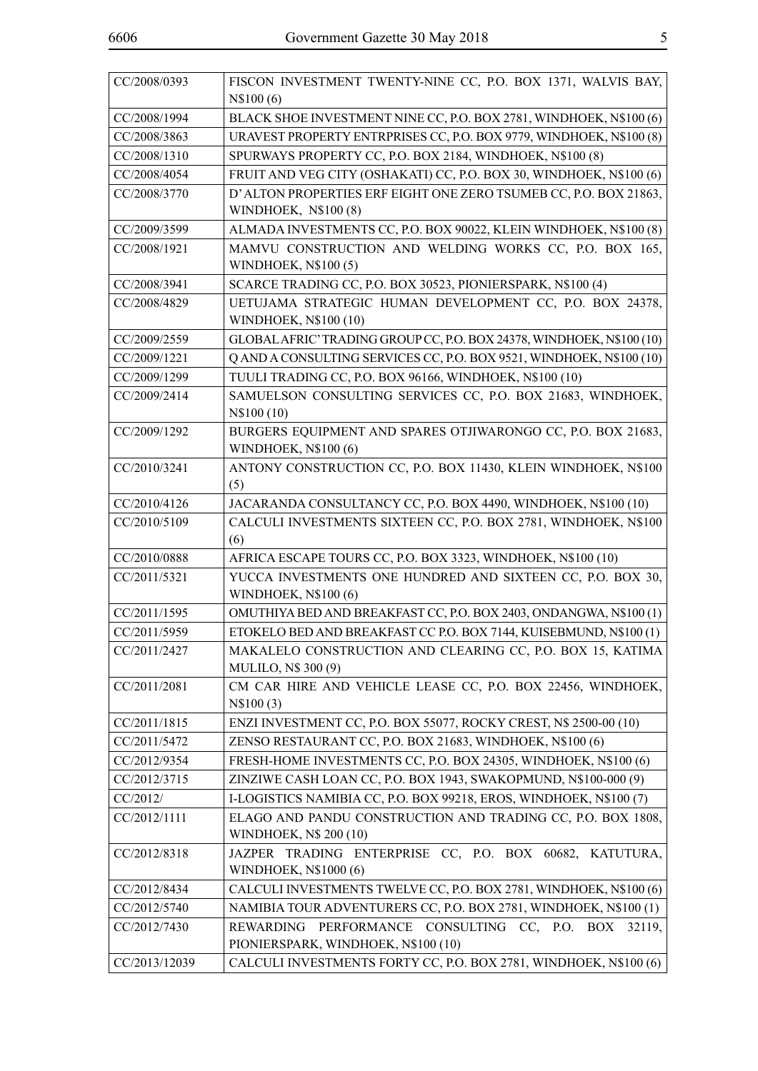| | |
|---|---|
| CC/2008/0393 | FISCON INVESTMENT TWENTY-NINE CC, P.O. BOX 1371, WALVIS BAY, N$100 (6) |
| CC/2008/1994 | BLACK SHOE INVESTMENT NINE CC, P.O. BOX 2781, WINDHOEK, N$100 (6) |
| CC/2008/3863 | URAVEST PROPERTY ENTRPRISES CC, P.O. BOX 9779, WINDHOEK, N$100 (8) |
| CC/2008/1310 | SPURWAYS PROPERTY CC, P.O. BOX 2184, WINDHOEK, N$100 (8) |
| CC/2008/4054 | FRUIT AND VEG CITY (OSHAKATI) CC, P.O. BOX 30, WINDHOEK, N$100 (6) |
| CC/2008/3770 | D'ALTON PROPERTIES ERF EIGHT ONE ZERO TSUMEB CC, P.O. BOX 21863, WINDHOEK, N$100 (8) |
| CC/2009/3599 | ALMADA INVESTMENTS CC, P.O. BOX 90022, KLEIN WINDHOEK, N$100 (8) |
| CC/2008/1921 | MAMVU CONSTRUCTION AND WELDING WORKS CC, P.O. BOX 165, WINDHOEK, N$100 (5) |
| CC/2008/3941 | SCARCE TRADING CC, P.O. BOX 30523, PIONIERSPARK, N$100 (4) |
| CC/2008/4829 | UETUJAMA STRATEGIC HUMAN DEVELOPMENT CC, P.O. BOX 24378, WINDHOEK, N$100 (10) |
| CC/2009/2559 | GLOBAL AFRIC' TRADING GROUP CC, P.O. BOX 24378, WINDHOEK, N$100 (10) |
| CC/2009/1221 | Q AND A CONSULTING SERVICES CC, P.O. BOX 9521, WINDHOEK, N$100 (10) |
| CC/2009/1299 | TUULI TRADING CC, P.O. BOX 96166, WINDHOEK, N$100 (10) |
| CC/2009/2414 | SAMUELSON CONSULTING SERVICES CC, P.O. BOX 21683, WINDHOEK, N$100 (10) |
| CC/2009/1292 | BURGERS EQUIPMENT AND SPARES OTJIWARONGO CC, P.O. BOX 21683, WINDHOEK, N$100 (6) |
| CC/2010/3241 | ANTONY CONSTRUCTION CC, P.O. BOX 11430, KLEIN WINDHOEK, N$100 (5) |
| CC/2010/4126 | JACARANDA CONSULTANCY CC, P.O. BOX 4490, WINDHOEK, N$100 (10) |
| CC/2010/5109 | CALCULI INVESTMENTS SIXTEEN CC, P.O. BOX 2781, WINDHOEK, N$100 (6) |
| CC/2010/0888 | AFRICA ESCAPE TOURS CC, P.O. BOX 3323, WINDHOEK, N$100 (10) |
| CC/2011/5321 | YUCCA INVESTMENTS ONE HUNDRED AND SIXTEEN CC, P.O. BOX 30, WINDHOEK, N$100 (6) |
| CC/2011/1595 | OMUTHIYA BED AND BREAKFAST CC, P.O. BOX 2403, ONDANGWA, N$100 (1) |
| CC/2011/5959 | ETOKELO BED AND BREAKFAST CC P.O. BOX 7144, KUISEBMUND, N$100 (1) |
| CC/2011/2427 | MAKALELO CONSTRUCTION AND CLEARING CC, P.O. BOX 15, KATIMA MULILO, N$ 300 (9) |
| CC/2011/2081 | CM CAR HIRE AND VEHICLE LEASE CC, P.O. BOX 22456, WINDHOEK, N$100 (3) |
| CC/2011/1815 | ENZI INVESTMENT CC, P.O. BOX 55077, ROCKY CREST, N$ 2500-00 (10) |
| CC/2011/5472 | ZENSO RESTAURANT CC, P.O. BOX 21683, WINDHOEK, N$100 (6) |
| CC/2012/9354 | FRESH-HOME INVESTMENTS CC, P.O. BOX 24305, WINDHOEK, N$100 (6) |
| CC/2012/3715 | ZINZIWE CASH LOAN CC, P.O. BOX 1943, SWAKOPMUND, N$100-000 (9) |
| CC/2012/ | I-LOGISTICS NAMIBIA CC, P.O. BOX 99218, EROS, WINDHOEK, N$100 (7) |
| CC/2012/1111 | ELAGO AND PANDU CONSTRUCTION AND TRADING CC, P.O. BOX 1808, WINDHOEK, N$ 200 (10) |
| CC/2012/8318 | JAZPER TRADING ENTERPRISE CC, P.O. BOX 60682, KATUTURA, WINDHOEK, N$1000 (6) |
| CC/2012/8434 | CALCULI INVESTMENTS TWELVE CC, P.O. BOX 2781, WINDHOEK, N$100 (6) |
| CC/2012/5740 | NAMIBIA TOUR ADVENTURERS CC, P.O. BOX 2781, WINDHOEK, N$100 (1) |
| CC/2012/7430 | REWARDING PERFORMANCE CONSULTING CC, P.O. BOX 32119, PIONIERSPARK, WINDHOEK, N$100 (10) |
| CC/2013/12039 | CALCULI INVESTMENTS FORTY CC, P.O. BOX 2781, WINDHOEK, N$100 (6) |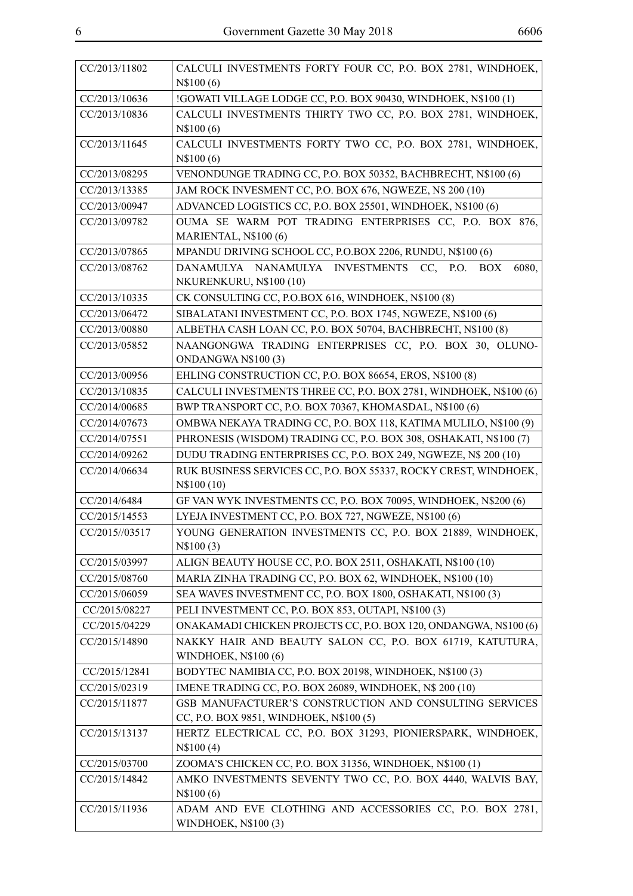| | |
|---|---|
| CC/2013/11802 | CALCULI INVESTMENTS FORTY FOUR CC, P.O. BOX 2781, WINDHOEK, N$100 (6) |
| CC/2013/10636 | !GOWATI VILLAGE LODGE CC, P.O. BOX 90430, WINDHOEK, N$100 (1) |
| CC/2013/10836 | CALCULI INVESTMENTS THIRTY TWO CC, P.O. BOX 2781, WINDHOEK, N$100 (6) |
| CC/2013/11645 | CALCULI INVESTMENTS FORTY TWO CC, P.O. BOX 2781, WINDHOEK, N$100 (6) |
| CC/2013/08295 | VENONDUNGE TRADING CC, P.O. BOX 50352, BACHBRECHT, N$100 (6) |
| CC/2013/13385 | JAM ROCK INVESMENT CC, P.O. BOX 676, NGWEZE, N$ 200 (10) |
| CC/2013/00947 | ADVANCED LOGISTICS CC, P.O. BOX 25501, WINDHOEK, N$100 (6) |
| CC/2013/09782 | OUMA SE WARM POT TRADING ENTERPRISES CC, P.O. BOX 876, MARIENTAL, N$100 (6) |
| CC/2013/07865 | MPANDU DRIVING SCHOOL CC, P.O.BOX 2206, RUNDU, N$100 (6) |
| CC/2013/08762 | DANAMULYA NANAMULYA INVESTMENTS CC, P.O. BOX 6080, NKURENKURU, N$100 (10) |
| CC/2013/10335 | CK CONSULTING CC, P.O.BOX 616, WINDHOEK, N$100 (8) |
| CC/2013/06472 | SIBALATANI INVESTMENT CC, P.O. BOX 1745, NGWEZE, N$100 (6) |
| CC/2013/00880 | ALBETHA CASH LOAN CC, P.O. BOX 50704, BACHBRECHT, N$100 (8) |
| CC/2013/05852 | NAANGONGWA TRADING ENTERPRISES CC, P.O. BOX 30, OLUNO-ONDANGWA N$100 (3) |
| CC/2013/00956 | EHLING CONSTRUCTION CC, P.O. BOX 86654, EROS, N$100 (8) |
| CC/2013/10835 | CALCULI INVESTMENTS THREE CC, P.O. BOX 2781, WINDHOEK, N$100 (6) |
| CC/2014/00685 | BWP TRANSPORT CC, P.O. BOX 70367, KHOMASDAL, N$100 (6) |
| CC/2014/07673 | OMBWA NEKAYA TRADING CC, P.O. BOX 118, KATIMA MULILO, N$100 (9) |
| CC/2014/07551 | PHRONESIS (WISDOM) TRADING CC, P.O. BOX 308, OSHAKATI, N$100 (7) |
| CC/2014/09262 | DUDU TRADING ENTERPRISES CC, P.O. BOX 249, NGWEZE, N$ 200 (10) |
| CC/2014/06634 | RUK BUSINESS SERVICES CC, P.O. BOX 55337, ROCKY CREST, WINDHOEK, N$100 (10) |
| CC/2014/6484 | GF VAN WYK INVESTMENTS CC, P.O. BOX 70095, WINDHOEK, N$200 (6) |
| CC/2015/14553 | LYEJA INVESTMENT CC, P.O. BOX 727, NGWEZE, N$100 (6) |
| CC/2015//03517 | YOUNG GENERATION INVESTMENTS CC, P.O. BOX 21889, WINDHOEK, N$100 (3) |
| CC/2015/03997 | ALIGN BEAUTY HOUSE CC, P.O. BOX 2511, OSHAKATI, N$100 (10) |
| CC/2015/08760 | MARIA ZINHA TRADING CC, P.O. BOX 62, WINDHOEK, N$100 (10) |
| CC/2015/06059 | SEA WAVES INVESTMENT CC, P.O. BOX 1800, OSHAKATI, N$100 (3) |
| CC/2015/08227 | PELI INVESTMENT CC, P.O. BOX 853, OUTAPI, N$100 (3) |
| CC/2015/04229 | ONAKAMADI CHICKEN PROJECTS CC, P.O. BOX 120, ONDANGWA, N$100 (6) |
| CC/2015/14890 | NAKKY HAIR AND BEAUTY SALON CC, P.O. BOX 61719, KATUTURA, WINDHOEK, N$100 (6) |
| CC/2015/12841 | BODYTEC NAMIBIA CC, P.O. BOX 20198, WINDHOEK, N$100 (3) |
| CC/2015/02319 | IMENE TRADING CC, P.O. BOX 26089, WINDHOEK, N$ 200 (10) |
| CC/2015/11877 | GSB MANUFACTURER'S CONSTRUCTION AND CONSULTING SERVICES CC, P.O. BOX 9851, WINDHOEK, N$100 (5) |
| CC/2015/13137 | HERTZ ELECTRICAL CC, P.O. BOX 31293, PIONIERSPARK, WINDHOEK, N$100 (4) |
| CC/2015/03700 | ZOOMA'S CHICKEN CC, P.O. BOX 31356, WINDHOEK, N$100 (1) |
| CC/2015/14842 | AMKO INVESTMENTS SEVENTY TWO CC, P.O. BOX 4440, WALVIS BAY, N$100 (6) |
| CC/2015/11936 | ADAM AND EVE CLOTHING AND ACCESSORIES CC, P.O. BOX 2781, WINDHOEK, N$100 (3) |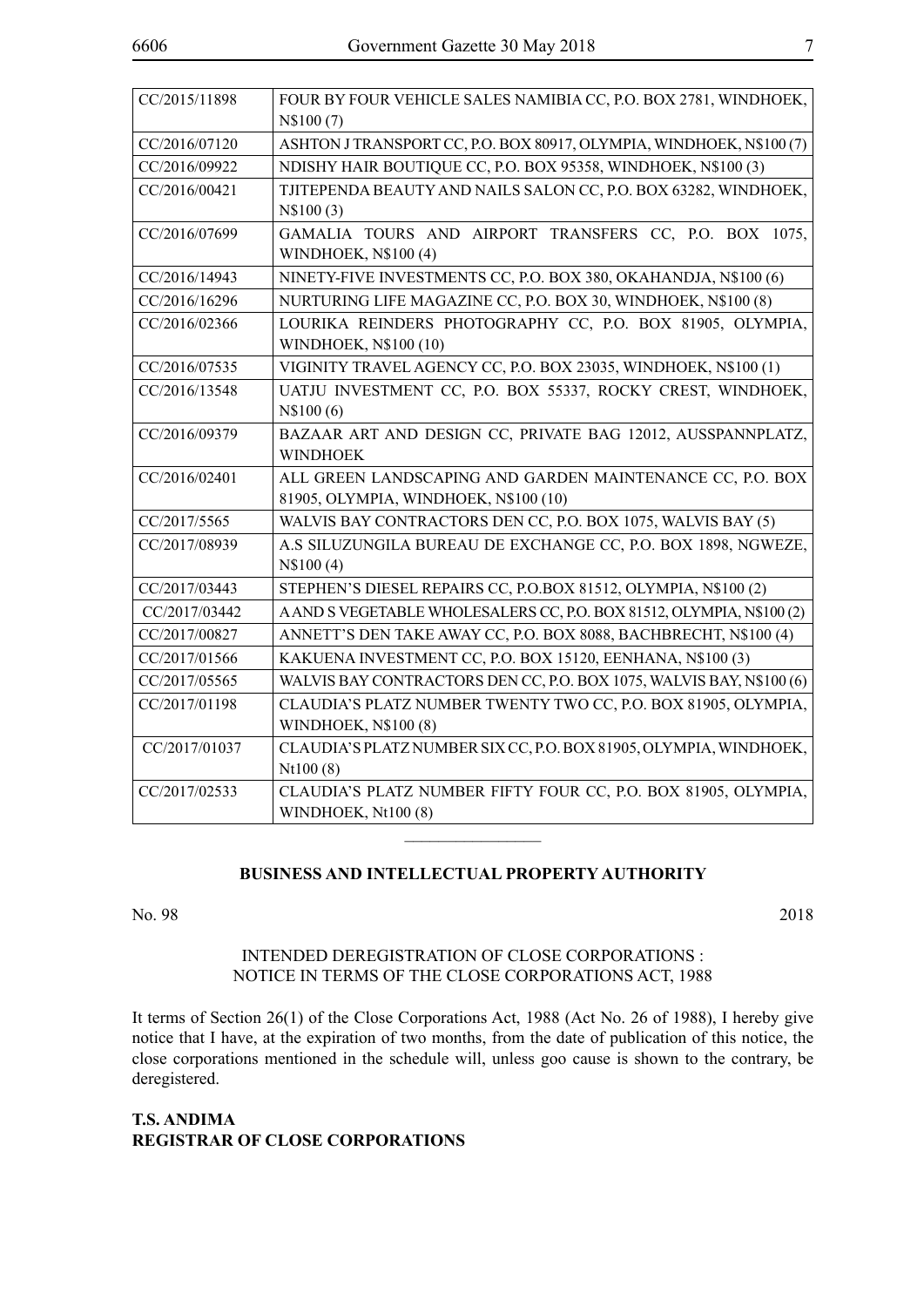| | |
|---|---|
| CC/2015/11898 | FOUR BY FOUR VEHICLE SALES NAMIBIA CC, P.O. BOX 2781, WINDHOEK, N$100 (7) |
| CC/2016/07120 | ASHTON J TRANSPORT CC, P.O. BOX 80917, OLYMPIA, WINDHOEK, N$100 (7) |
| CC/2016/09922 | NDISHY HAIR BOUTIQUE CC, P.O. BOX 95358, WINDHOEK, N$100 (3) |
| CC/2016/00421 | TJITEPENDA BEAUTY AND NAILS SALON CC, P.O. BOX 63282, WINDHOEK, N$100 (3) |
| CC/2016/07699 | GAMALIA TOURS AND AIRPORT TRANSFERS CC, P.O. BOX 1075, WINDHOEK, N$100 (4) |
| CC/2016/14943 | NINETY-FIVE INVESTMENTS CC, P.O. BOX 380, OKAHANDJA, N$100 (6) |
| CC/2016/16296 | NURTURING LIFE MAGAZINE CC, P.O. BOX 30, WINDHOEK, N$100 (8) |
| CC/2016/02366 | LOURIKA REINDERS PHOTOGRAPHY CC, P.O. BOX 81905, OLYMPIA, WINDHOEK, N$100 (10) |
| CC/2016/07535 | VIGINITY TRAVEL AGENCY CC, P.O. BOX 23035, WINDHOEK, N$100 (1) |
| CC/2016/13548 | UATJU INVESTMENT CC, P.O. BOX 55337, ROCKY CREST, WINDHOEK, N$100 (6) |
| CC/2016/09379 | BAZAAR ART AND DESIGN CC, PRIVATE BAG 12012, AUSSPANNPLATZ, WINDHOEK |
| CC/2016/02401 | ALL GREEN LANDSCAPING AND GARDEN MAINTENANCE CC, P.O. BOX 81905, OLYMPIA, WINDHOEK, N$100 (10) |
| CC/2017/5565 | WALVIS BAY CONTRACTORS DEN CC, P.O. BOX 1075, WALVIS BAY (5) |
| CC/2017/08939 | A.S SILUZUNGILA BUREAU DE EXCHANGE CC, P.O. BOX 1898, NGWEZE, N$100 (4) |
| CC/2017/03443 | STEPHEN'S DIESEL REPAIRS CC, P.O.BOX 81512, OLYMPIA, N$100 (2) |
| CC/2017/03442 | A AND S VEGETABLE WHOLESALERS CC, P.O. BOX 81512, OLYMPIA, N$100 (2) |
| CC/2017/00827 | ANNETT'S DEN TAKE AWAY CC, P.O. BOX 8088, BACHBRECHT, N$100 (4) |
| CC/2017/01566 | KAKUENA INVESTMENT CC, P.O. BOX 15120, EENHANA, N$100 (3) |
| CC/2017/05565 | WALVIS BAY CONTRACTORS DEN CC, P.O. BOX 1075, WALVIS BAY, N$100 (6) |
| CC/2017/01198 | CLAUDIA'S PLATZ NUMBER TWENTY TWO CC, P.O. BOX 81905, OLYMPIA, WINDHOEK, N$100 (8) |
| CC/2017/01037 | CLAUDIA'S PLATZ NUMBER SIX CC, P.O. BOX 81905, OLYMPIA, WINDHOEK, Nt100 (8) |
| CC/2017/02533 | CLAUDIA'S PLATZ NUMBER FIFTY FOUR CC, P.O. BOX 81905, OLYMPIA, WINDHOEK, Nt100 (8) |

________________

**BUSINESS AND INTELLECTUAL PROPERTY AUTHORITY**

No. 98 2018

INTENDED DEREGISTRATION OF CLOSE CORPORATIONS : NOTICE IN TERMS OF THE CLOSE CORPORATIONS ACT, 1988

It terms of Section 26(1) of the Close Corporations Act, 1988 (Act No. 26 of 1988), I hereby give notice that I have, at the expiration of two months, from the date of publication of this notice, the close corporations mentioned in the schedule will, unless goo cause is shown to the contrary, be deregistered.

**T.S. ANDIMA**
**REGISTRAR OF CLOSE CORPORATIONS**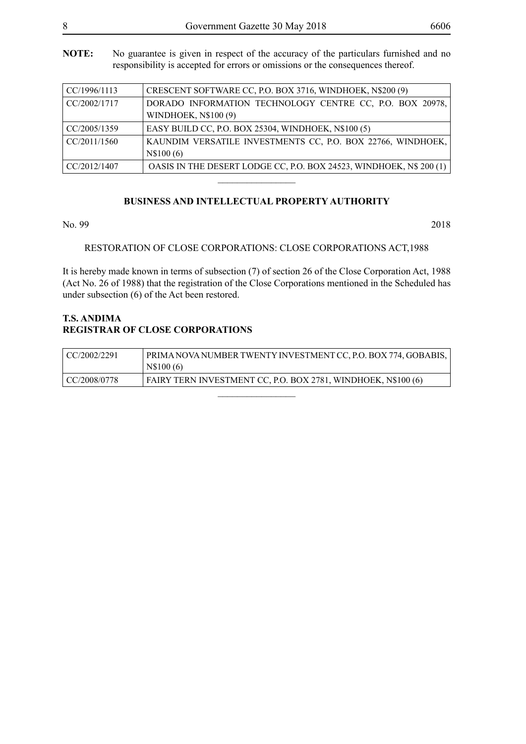**NOTE:** No guarantee is given in respect of the accuracy of the particulars furnished and no responsibility is accepted for errors or omissions or the consequences thereof.

| | |
|---|---|
| CC/1996/1113 | CRESCENT SOFTWARE CC, P.O. BOX 3716, WINDHOEK, N$200 (9) |
| CC/2002/1717 | DORADO INFORMATION TECHNOLOGY CENTRE CC, P.O. BOX 20978, WINDHOEK, N$100 (9) |
| CC/2005/1359 | EASY BUILD CC, P.O. BOX 25304, WINDHOEK, N$100 (5) |
| CC/2011/1560 | KAUNDIM VERSATILE INVESTMENTS CC, P.O. BOX 22766, WINDHOEK, N$100 (6) |
| CC/2012/1407 | OASIS IN THE DESERT LODGE CC, P.O. BOX 24523, WINDHOEK, N$ 200 (1) |

________________

**BUSINESS AND INTELLECTUAL PROPERTY AUTHORITY**

No. 99 2018

RESTORATION OF CLOSE CORPORATIONS: CLOSE CORPORATIONS ACT,1988

It is hereby made known in terms of subsection (7) of section 26 of the Close Corporation Act, 1988 (Act No. 26 of 1988) that the registration of the Close Corporations mentioned in the Scheduled has under subsection (6) of the Act been restored.

**T.S. ANDIMA**
**REGISTRAR OF CLOSE CORPORATIONS**

| | |
|---|---|
| CC/2002/2291 | PRIMA NOVA NUMBER TWENTY INVESTMENT CC, P.O. BOX 774, GOBABIS, N$100 (6) |
| CC/2008/0778 | FAIRY TERN INVESTMENT CC, P.O. BOX 2781, WINDHOEK, N$100 (6) |

________________